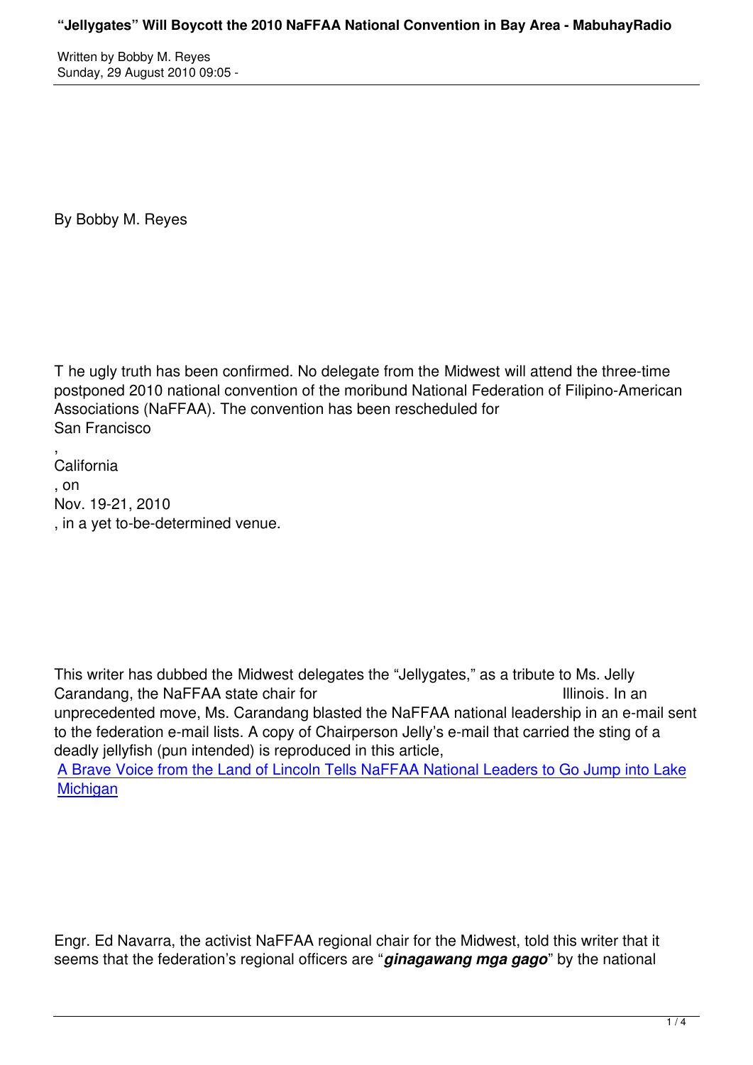By Bobby M. Reyes

The ugly truth has been confirmed. No delegate from the Midwest will attend the three-time postponed 2010 national convention of the moribund National Federation of Filipino-American Associations (NaFFAA). The convention has been rescheduled for San Francisco, California, on Nov. 19-21, 2010, in a yet to-be-determined venue.

This writer has dubbed the Midwest delegates the "Jellygates," as a tribute to Ms. Jelly Carandang, the NaFFAA state chair for Illinois. In an unprecedented move, Ms. Carandang blasted the NaFFAA national leadership in an e-mail sent to the federation e-mail lists. A copy of Chairperson Jelly's e-mail that carried the sting of a deadly jellyfish (pun intended) is reproduced in this article, A Brave Voice from the Land of Lincoln Tells NaFFAA National Leaders to Go Jump into Lake Michigan

Engr. Ed Navarra, the activist NaFFAA regional chair for the Midwest, told this writer that it seems that the federation's regional officers are "***ginagawang mga gago***" by the national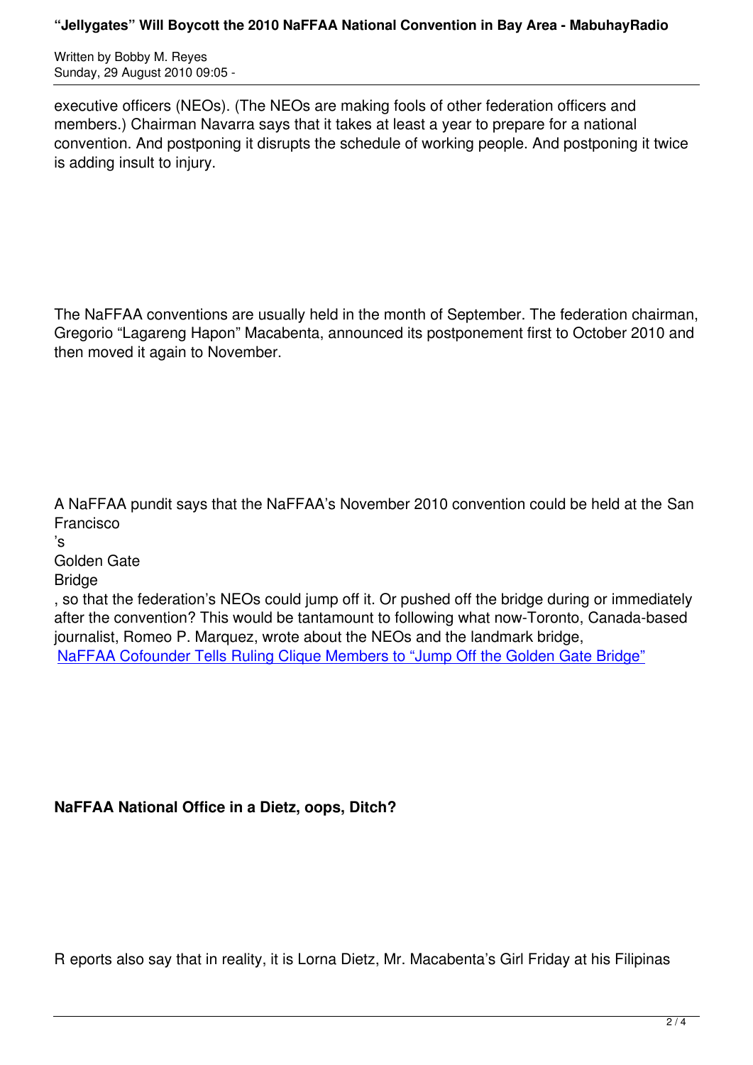executive officers (NEOs). (The NEOs are making fools of other federation officers and members.) Chairman Navarra says that it takes at least a year to prepare for a national convention. And postponing it disrupts the schedule of working people. And postponing it twice is adding insult to injury.

The NaFFAA conventions are usually held in the month of September. The federation chairman, Gregorio "Lagareng Hapon" Macabenta, announced its postponement first to October 2010 and then moved it again to November.

A NaFFAA pundit says that the NaFFAA's November 2010 convention could be held at the San Francisco's Golden Gate Bridge, so that the federation's NEOs could jump off it. Or pushed off the bridge during or immediately after the convention? This would be tantamount to following what now-Toronto, Canada-based journalist, Romeo P. Marquez, wrote about the NEOs and the landmark bridge, NaFFAA Cofounder Tells Ruling Clique Members to "Jump Off the Golden Gate Bridge"

**NaFFAA National Office in a Dietz, oops, Ditch?**

Reports also say that in reality, it is Lorna Dietz, Mr. Macabenta's Girl Friday at his Filipinas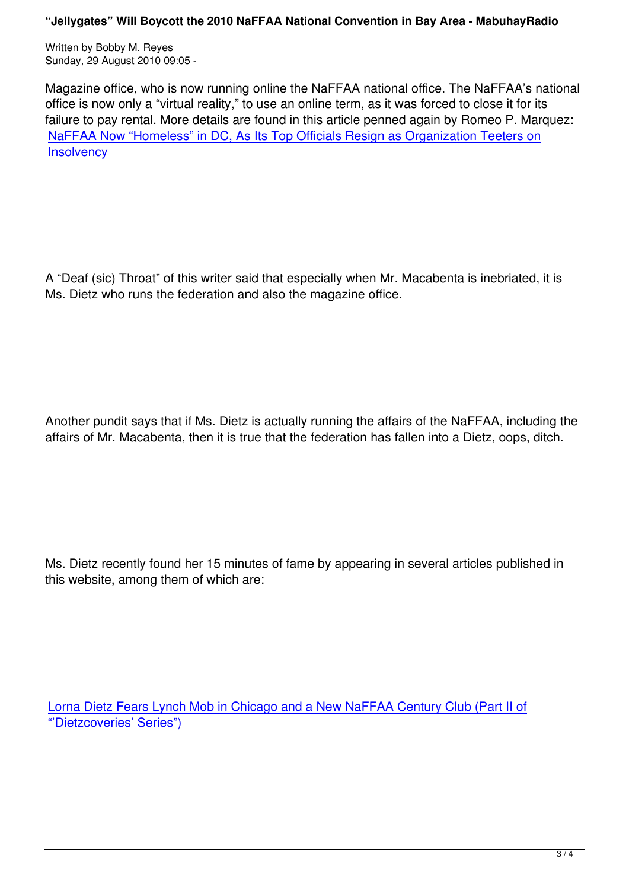Magazine office, who is now running online the NaFFAA national office. The NaFFAA's national office is now only a "virtual reality," to use an online term, as it was forced to close it for its failure to pay rental. More details are found in this article penned again by Romeo P. Marquez: NaFFAA Now "Homeless" in DC, As Its Top Officials Resign as Organization Teeters on Insolvency

A "Deaf (sic) Throat" of this writer said that especially when Mr. Macabenta is inebriated, it is Ms. Dietz who runs the federation and also the magazine office.

Another pundit says that if Ms. Dietz is actually running the affairs of the NaFFAA, including the affairs of Mr. Macabenta, then it is true that the federation has fallen into a Dietz, oops, ditch.

Ms. Dietz recently found her 15 minutes of fame by appearing in several articles published in this website, among them of which are:

Lorna Dietz Fears Lynch Mob in Chicago and a New NaFFAA Century Club (Part II of "'Dietzcoveries' Series")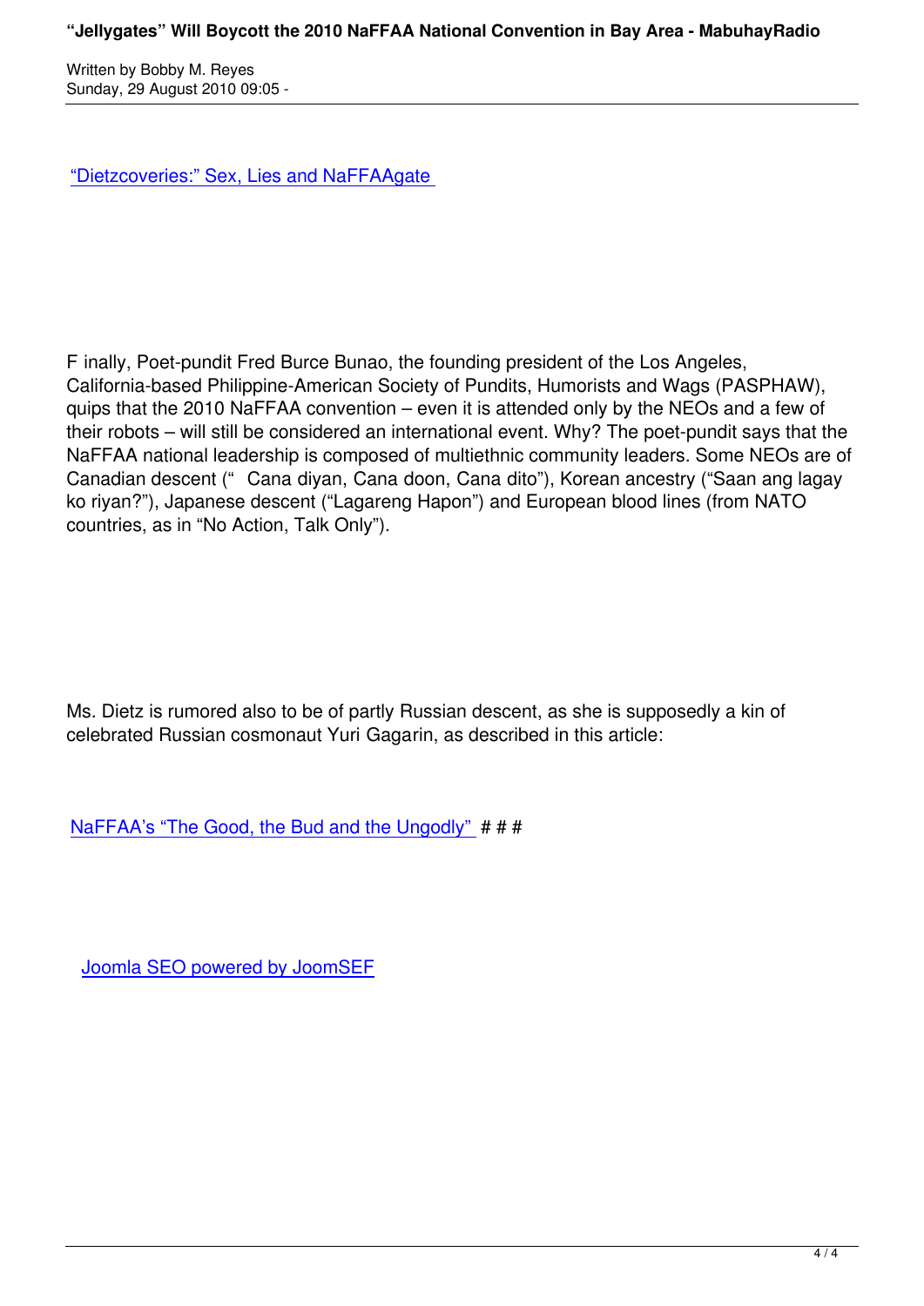"Dietzcoveries:" Sex, Lies and NaFFAAgate

F inally, Poet-pundit Fred Burce Bunao, the founding president of the Los Angeles, California-based Philippine-American Society of Pundits, Humorists and Wags (PASPHAW), quips that the 2010 NaFFAA convention – even it is attended only by the NEOs and a few of their robots – will still be considered an international event. Why? The poet-pundit says that the NaFFAA national leadership is composed of multiethnic community leaders. Some NEOs are of Canadian descent (" Cana diyan, Cana doon, Cana dito"), Korean ancestry ("Saan ang lagay ko riyan?"), Japanese descent ("Lagareng Hapon") and European blood lines (from NATO countries, as in "No Action, Talk Only").

Ms. Dietz is rumored also to be of partly Russian descent, as she is supposedly a kin of celebrated Russian cosmonaut Yuri Gagarin, as described in this article:

NaFFAA's "The Good, the Bud and the Ungodly" # # #

Joomla SEO powered by JoomSEF